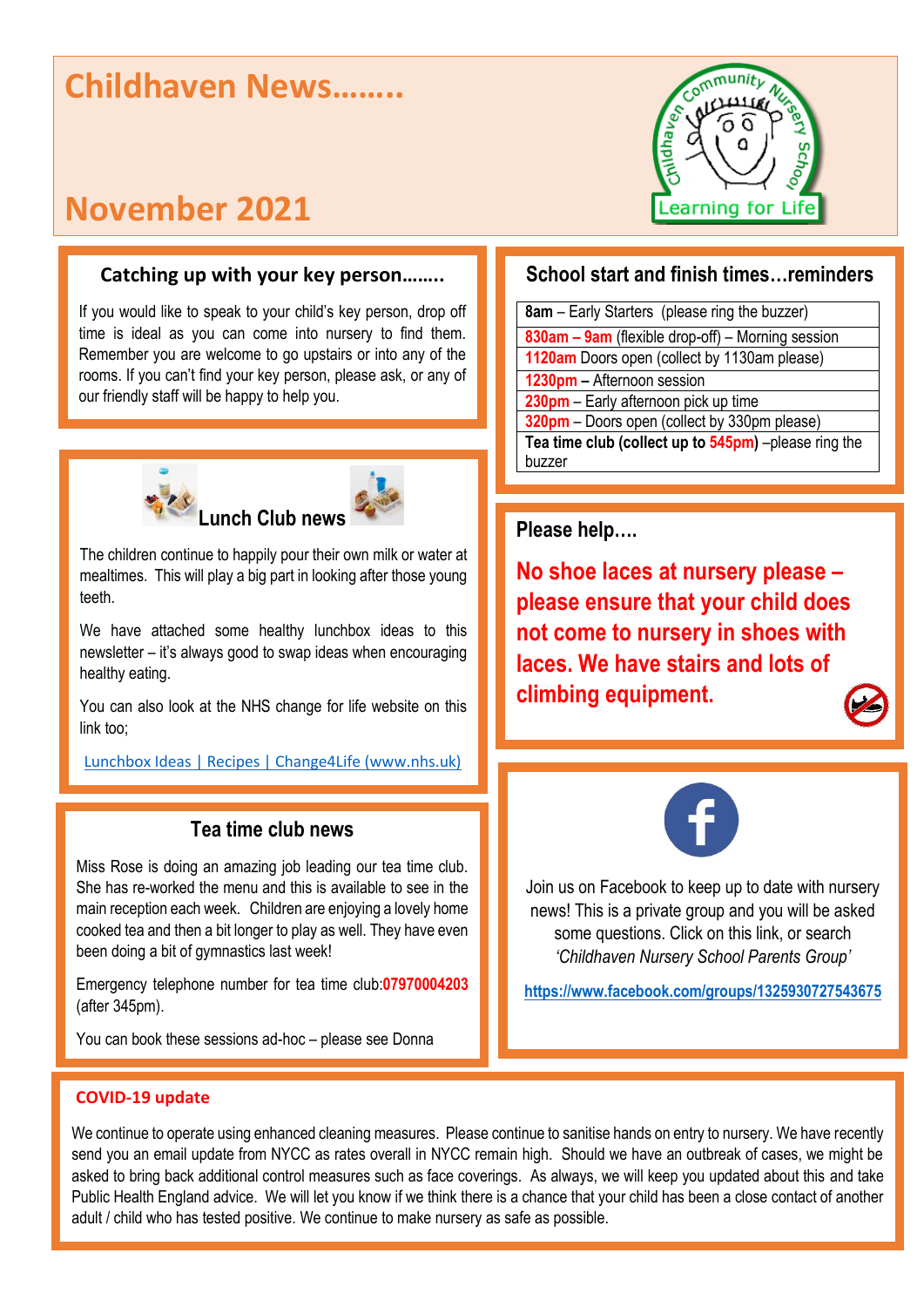# Childhaven News……..

# November 2021

## Catching up with your key person……..

If you would like to speak to your child's key person, drop off time is ideal as you can come into nursery to find them. Remember you are welcome to go upstairs or into any of the rooms. If you can't find your key person, please ask, or any of our friendly staff will be happy to help you.

## Lunch Club news

The children continue to happily pour their own milk or water at mealtimes. This will play a big part in looking after those young teeth.

We have attached some healthy lunchbox ideas to this newsletter – it's always good to swap ideas when encouraging healthy eating.

You can also look at the NHS change for life website on this link too;

Lunchbox Ideas | Recipes | Change4Life (www.nhs.uk)

## Tea time club news

Miss Rose is doing an amazing job leading our tea time club. She has re-worked the menu and this is available to see in the main reception each week. Children are enjoying a lovely home cooked tea and then a bit longer to play as well. They have even been doing a bit of gymnastics last week!

Emergency telephone number for tea time club:**07970004203** (after 345pm).

You can book these sessions ad-hoc – please see Donna

## School start and finish times…reminders

| |
|---|
| **8am** – Early Starters (please ring the buzzer) |
| **830am – 9am** (flexible drop-off) – Morning session |
| **1120am** Doors open (collect by 1130am please) |
| **1230pm** – Afternoon session |
| **230pm** – Early afternoon pick up time |
| **320pm** – Doors open (collect by 330pm please) |
| **Tea time club (collect up to 545pm)** –please ring the buzzer |

## Please help….

**No shoe laces at nursery please – please ensure that your child does not come to nursery in shoes with laces. We have stairs and lots of climbing equipment.**

Join us on Facebook to keep up to date with nursery news! This is a private group and you will be asked some questions. Click on this link, or search *'Childhaven Nursery School Parents Group'*

**https://www.facebook.com/groups/1325930727543675**

## COVID-19 update

We continue to operate using enhanced cleaning measures. Please continue to sanitise hands on entry to nursery. We have recently send you an email update from NYCC as rates overall in NYCC remain high. Should we have an outbreak of cases, we might be asked to bring back additional control measures such as face coverings. As always, we will keep you updated about this and take Public Health England advice. We will let you know if we think there is a chance that your child has been a close contact of another adult / child who has tested positive. We continue to make nursery as safe as possible.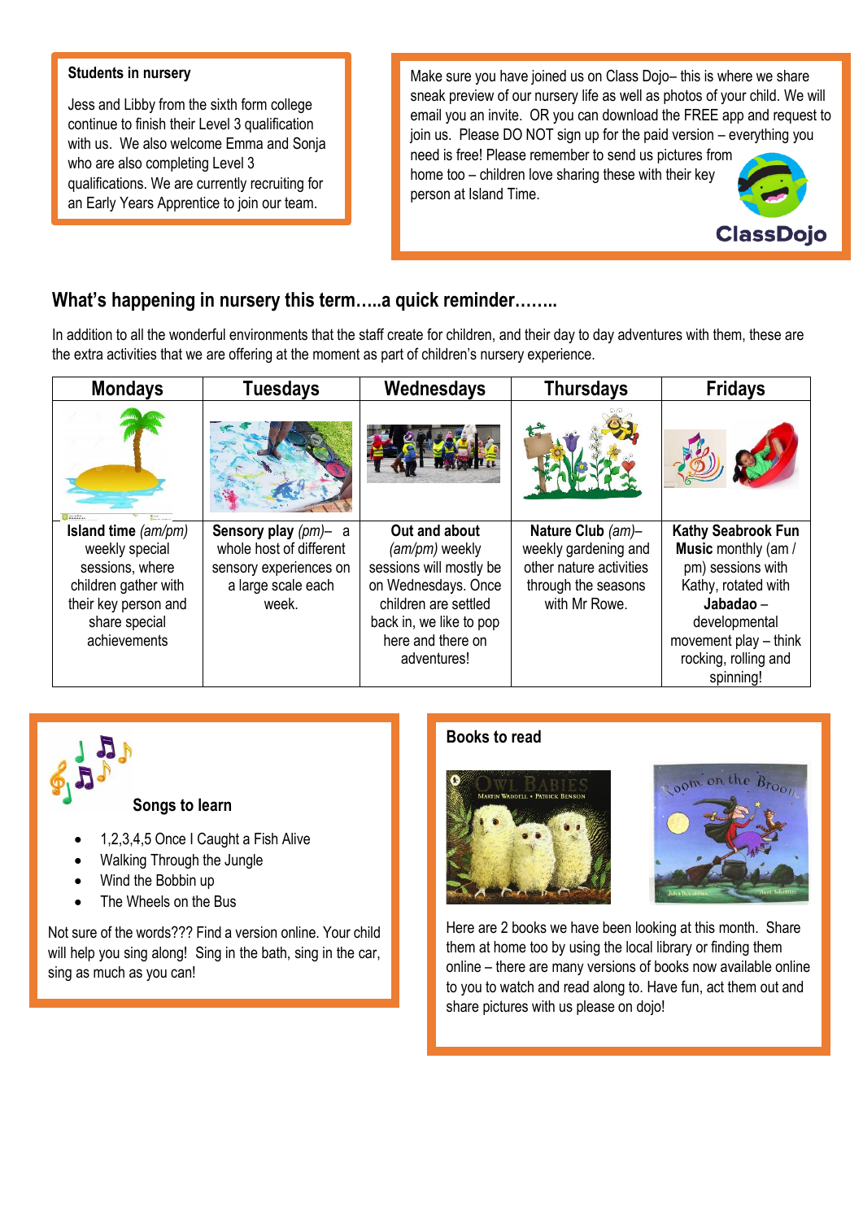**Students in nursery**

Jess and Libby from the sixth form college continue to finish their Level 3 qualification with us. We also welcome Emma and Sonja who are also completing Level 3 qualifications. We are currently recruiting for an Early Years Apprentice to join our team.

Make sure you have joined us on Class Dojo– this is where we share sneak preview of our nursery life as well as photos of your child. We will email you an invite. OR you can download the FREE app and request to join us. Please DO NOT sign up for the paid version – everything you need is free! Please remember to send us pictures from home too – children love sharing these with their key person at Island Time.

## What's happening in nursery this term…..a quick reminder……..

In addition to all the wonderful environments that the staff create for children, and their day to day adventures with them, these are the extra activities that we are offering at the moment as part of children's nursery experience.

| Mondays | Tuesdays | Wednesdays | Thursdays | Fridays |
|---|---|---|---|---|
| **Island time** *(am/pm)* weekly special sessions, where children gather with their key person and share special achievements | **Sensory play** *(pm)*– a whole host of different sensory experiences on a large scale each week. | **Out and about** *(am/pm)* weekly sessions will mostly be on Wednesdays. Once children are settled back in, we like to pop here and there on adventures! | **Nature Club** *(am)*– weekly gardening and other nature activities through the seasons with Mr Rowe. | **Kathy Seabrook Fun Music** monthly (am / pm) sessions with Kathy, rotated with **Jabadao** – developmental movement play – think rocking, rolling and spinning! |

**Songs to learn**

- 1,2,3,4,5 Once I Caught a Fish Alive
- Walking Through the Jungle
- Wind the Bobbin up
- The Wheels on the Bus

Not sure of the words??? Find a version online. Your child will help you sing along! Sing in the bath, sing in the car, sing as much as you can!

**Books to read**

Here are 2 books we have been looking at this month. Share them at home too by using the local library or finding them online – there are many versions of books now available online to you to watch and read along to. Have fun, act them out and share pictures with us please on dojo!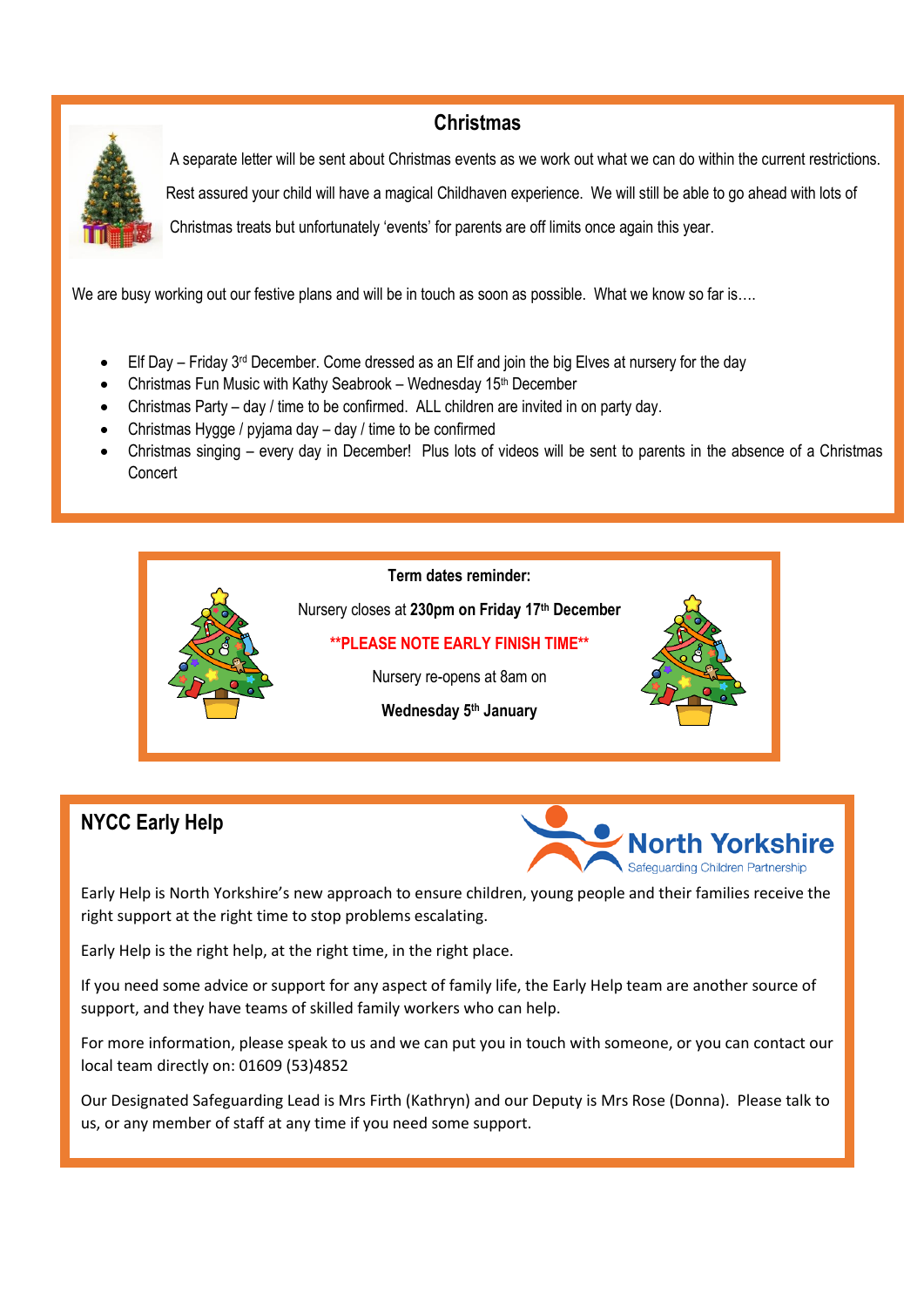## Christmas

A separate letter will be sent about Christmas events as we work out what we can do within the current restrictions. Rest assured your child will have a magical Childhaven experience. We will still be able to go ahead with lots of Christmas treats but unfortunately 'events' for parents are off limits once again this year.

We are busy working out our festive plans and will be in touch as soon as possible. What we know so far is….

- Elf Day – Friday 3rd December. Come dressed as an Elf and join the big Elves at nursery for the day
- Christmas Fun Music with Kathy Seabrook – Wednesday 15th December
- Christmas Party – day / time to be confirmed. ALL children are invited in on party day.
- Christmas Hygge / pyjama day – day / time to be confirmed
- Christmas singing – every day in December! Plus lots of videos will be sent to parents in the absence of a Christmas Concert

**Term dates reminder:**

Nursery closes at **230pm on Friday 17th December**

**\*\*PLEASE NOTE EARLY FINISH TIME\*\***

Nursery re-opens at 8am on

**Wednesday 5th January**

## NYCC Early Help

North Yorkshire
Safeguarding Children Partnership

Early Help is North Yorkshire's new approach to ensure children, young people and their families receive the right support at the right time to stop problems escalating.

Early Help is the right help, at the right time, in the right place.

If you need some advice or support for any aspect of family life, the Early Help team are another source of support, and they have teams of skilled family workers who can help.

For more information, please speak to us and we can put you in touch with someone, or you can contact our local team directly on: 01609 (53)4852

Our Designated Safeguarding Lead is Mrs Firth (Kathryn) and our Deputy is Mrs Rose (Donna). Please talk to us, or any member of staff at any time if you need some support.